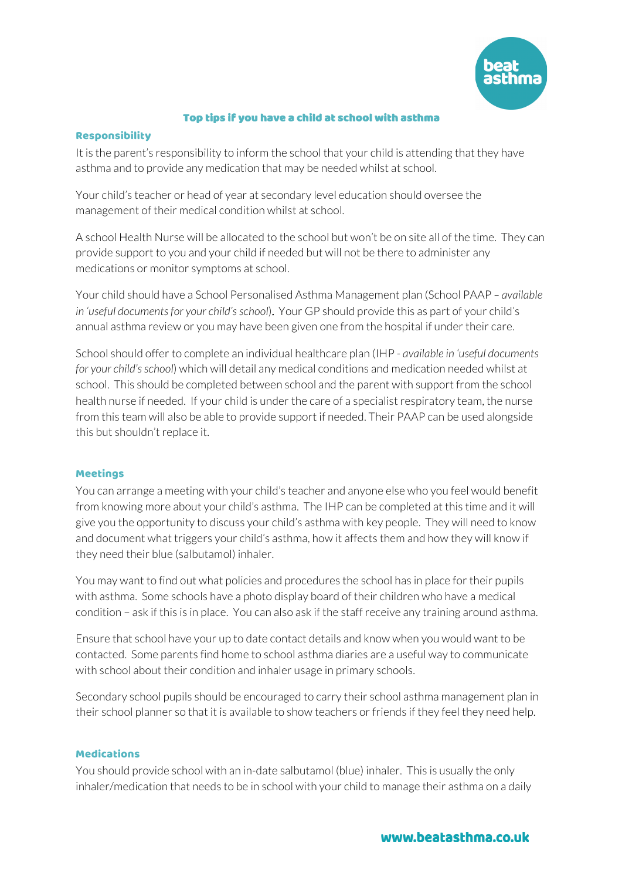# Top tips if you have a child at school with asthma

## Responsibility

It is the parent's responsibility to inform the school that your child is attending that they have asthma and to provide any medication that may be needed whilst at school.

Your child's teacher or head of year at secondary level education should oversee the management of their medical condition whilst at school.

A school Health Nurse will be allocated to the school but won't be on site all of the time. They can provide support to you and your child if needed but will not be there to administer any medications or monitor symptoms at school.

Your child should have a School Personalised Asthma Management plan (School PAAP – *available in 'useful documents for your child's school*). Your GP should provide this as part of your child's annual asthma review or you may have been given one from the hospital if under their care.

School should offer to complete an individual healthcare plan (IHP - *available in 'useful documents for your child's school*) which will detail any medical conditions and medication needed whilst at school. This should be completed between school and the parent with support from the school health nurse if needed. If your child is under the care of a specialist respiratory team, the nurse from this team will also be able to provide support if needed. Their PAAP can be used alongside this but shouldn't replace it.

## Meetings

You can arrange a meeting with your child's teacher and anyone else who you feel would benefit from knowing more about your child's asthma. The IHP can be completed at this time and it will give you the opportunity to discuss your child's asthma with key people. They will need to know and document what triggers your child's asthma, how it affects them and how they will know if they need their blue (salbutamol) inhaler.

You may want to find out what policies and procedures the school has in place for their pupils with asthma. Some schools have a photo display board of their children who have a medical condition – ask if this is in place. You can also ask if the staff receive any training around asthma.

Ensure that school have your up to date contact details and know when you would want to be contacted. Some parents find home to school asthma diaries are a useful way to communicate with school about their condition and inhaler usage in primary schools.

Secondary school pupils should be encouraged to carry their school asthma management plan in their school planner so that it is available to show teachers or friends if they feel they need help.

## Medications

You should provide school with an in-date salbutamol (blue) inhaler. This is usually the only inhaler/medication that needs to be in school with your child to manage their asthma on a daily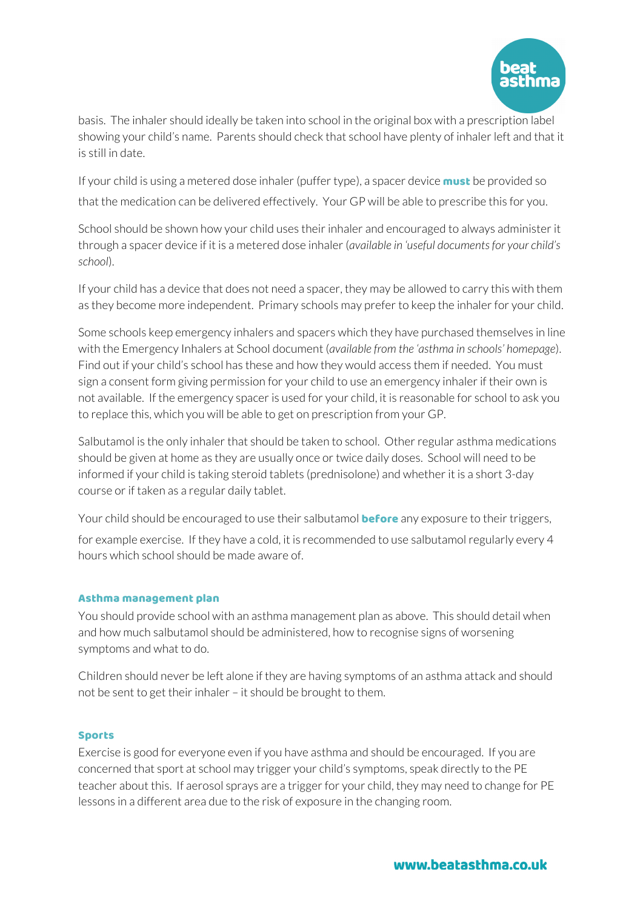basis. The inhaler should ideally be taken into school in the original box with a prescription label showing your child's name. Parents should check that school have plenty of inhaler left and that it is still in date.

If your child is using a metered dose inhaler (puffer type), a spacer device **must** be provided so that the medication can be delivered effectively. Your GP will be able to prescribe this for you.

School should be shown how your child uses their inhaler and encouraged to always administer it through a spacer device if it is a metered dose inhaler (*available in 'useful documents for your child's school*).

If your child has a device that does not need a spacer, they may be allowed to carry this with them as they become more independent. Primary schools may prefer to keep the inhaler for your child.

Some schools keep emergency inhalers and spacers which they have purchased themselves in line with the Emergency Inhalers at School document (*available from the 'asthma in schools' homepage*). Find out if your child's school has these and how they would access them if needed. You must sign a consent form giving permission for your child to use an emergency inhaler if their own is not available. If the emergency spacer is used for your child, it is reasonable for school to ask you to replace this, which you will be able to get on prescription from your GP.

Salbutamol is the only inhaler that should be taken to school. Other regular asthma medications should be given at home as they are usually once or twice daily doses. School will need to be informed if your child is taking steroid tablets (prednisolone) and whether it is a short 3-day course or if taken as a regular daily tablet.

Your child should be encouraged to use their salbutamol **before** any exposure to their triggers, for example exercise. If they have a cold, it is recommended to use salbutamol regularly every 4 hours which school should be made aware of.

### Asthma management plan

You should provide school with an asthma management plan as above. This should detail when and how much salbutamol should be administered, how to recognise signs of worsening symptoms and what to do.

Children should never be left alone if they are having symptoms of an asthma attack and should not be sent to get their inhaler – it should be brought to them.

### Sports

Exercise is good for everyone even if you have asthma and should be encouraged. If you are concerned that sport at school may trigger your child's symptoms, speak directly to the PE teacher about this. If aerosol sprays are a trigger for your child, they may need to change for PE lessons in a different area due to the risk of exposure in the changing room.